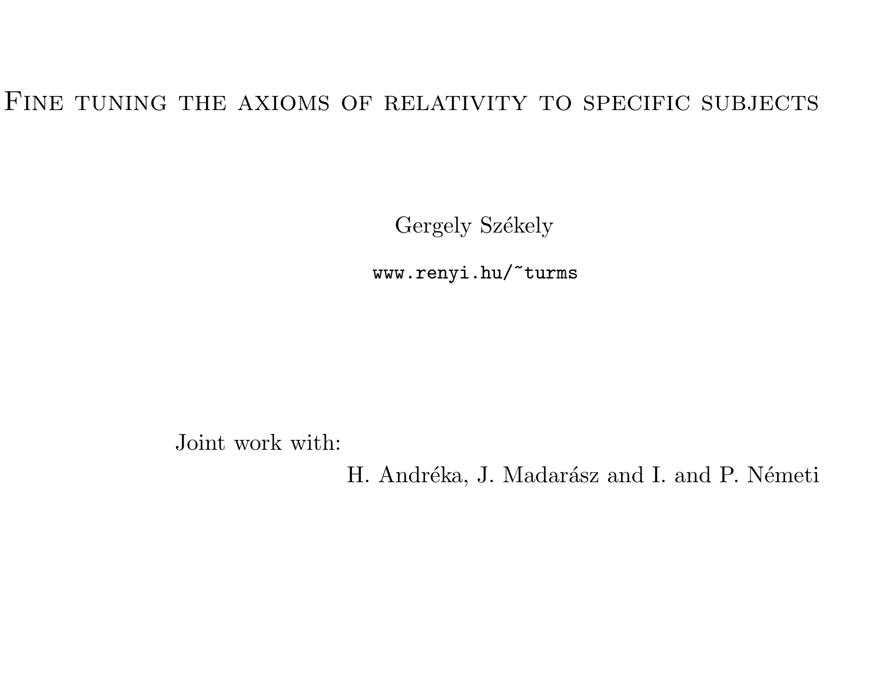# Fine tuning the axioms of relativity to specific subjects

Gergely Székely

www.renyi.hu/~turms

Joint work with:

H. Andréka, J. Madarász and I. and P. Németi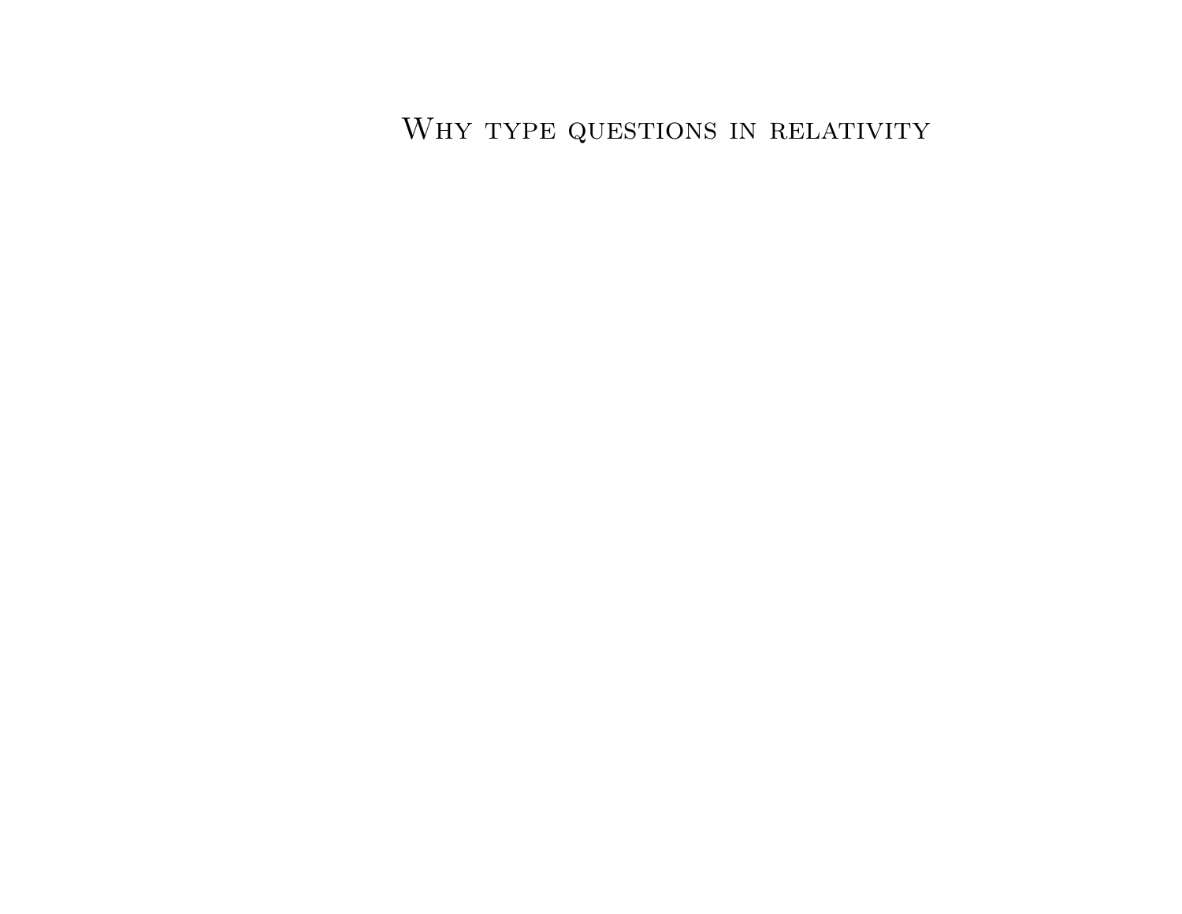Why type questions in relativity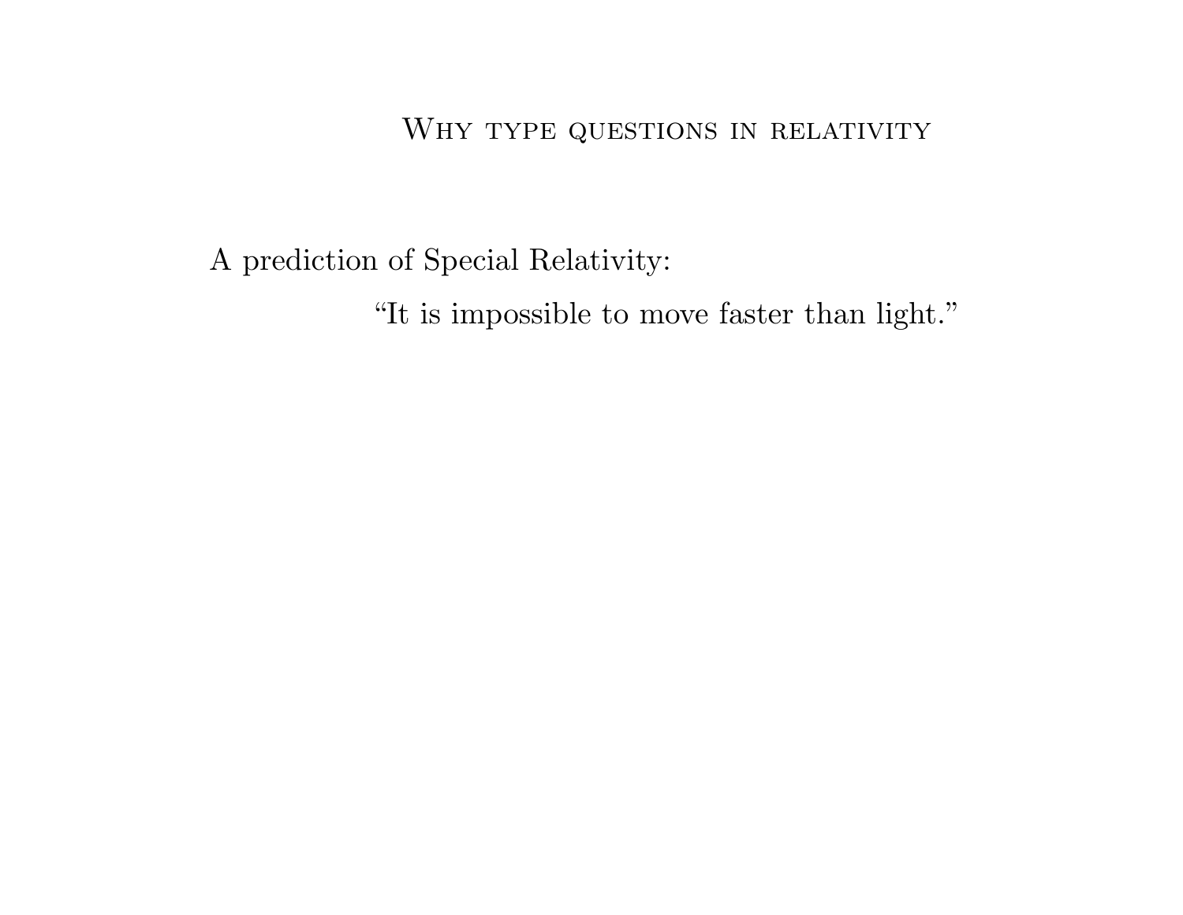# Why type questions in relativity

A prediction of Special Relativity:

> "It is impossible to move faster than light."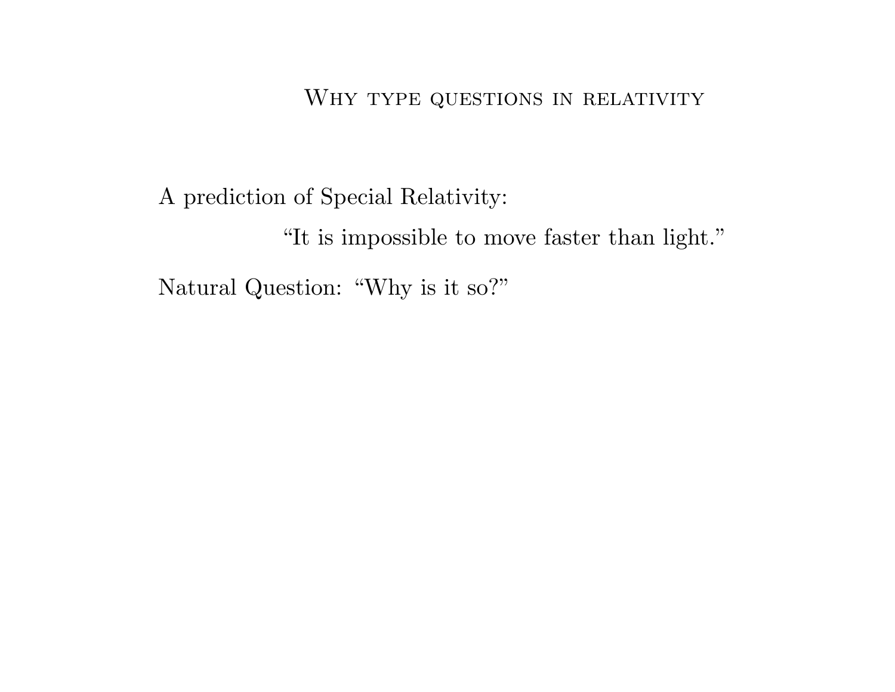# Why type questions in relativity

A prediction of Special Relativity:

> "It is impossible to move faster than light."

Natural Question: "Why is it so?"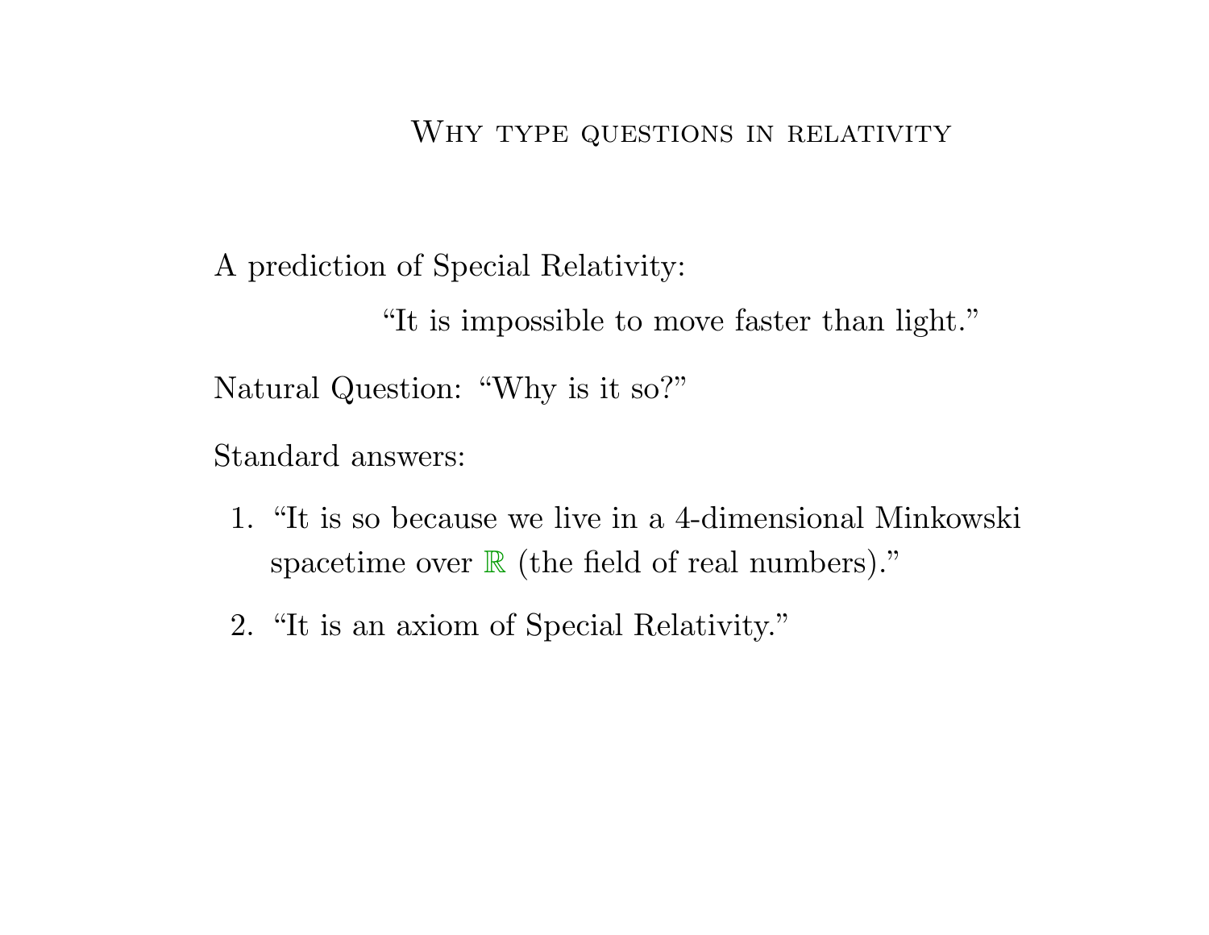# Why type questions in relativity

A prediction of Special Relativity:

"It is impossible to move faster than light."

Natural Question: "Why is it so?"

Standard answers:

1. "It is so because we live in a 4-dimensional Minkowski spacetime over $\mathbb{R}$ (the field of real numbers)."
2. "It is an axiom of Special Relativity."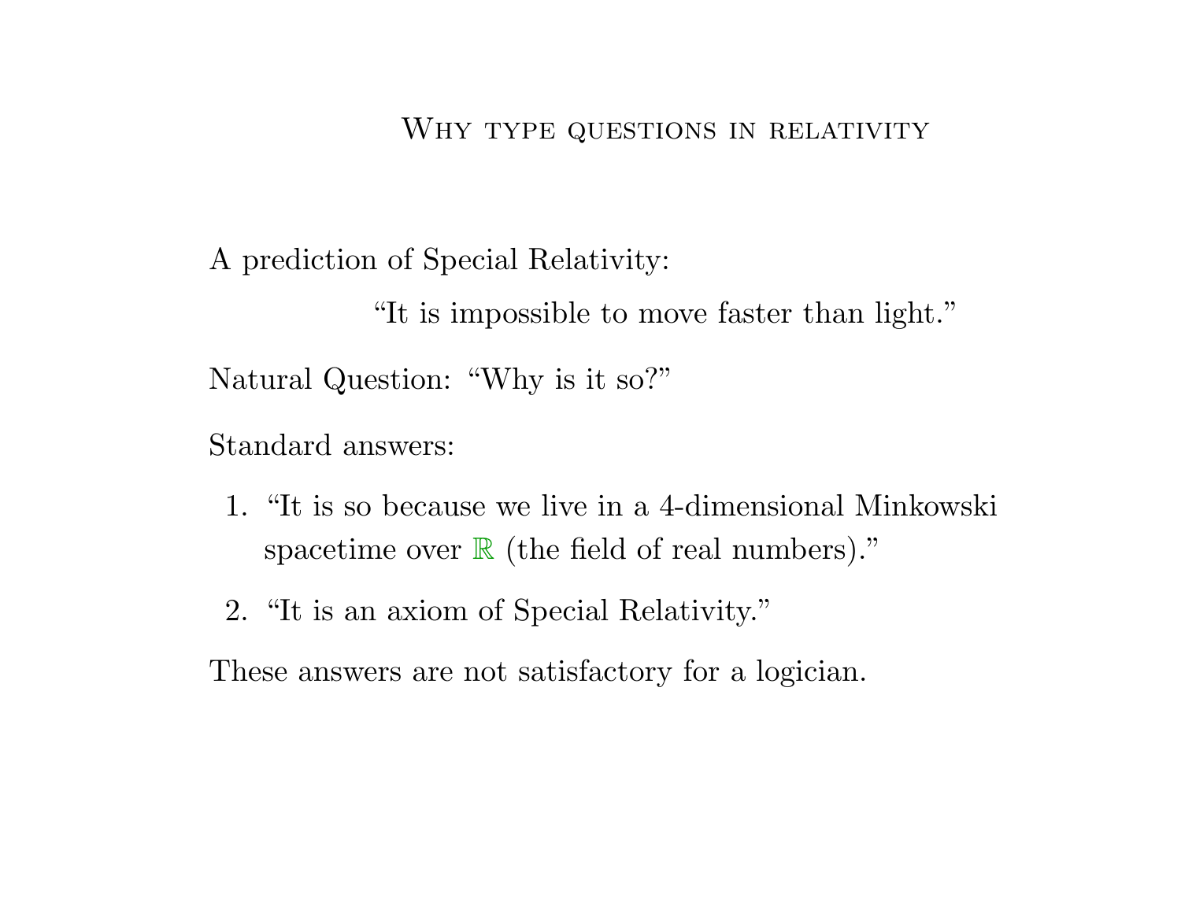# Why type questions in relativity

A prediction of Special Relativity:

"It is impossible to move faster than light."

Natural Question: "Why is it so?"

Standard answers:

1. "It is so because we live in a 4-dimensional Minkowski spacetime over $\mathbb{R}$ (the field of real numbers)."
2. "It is an axiom of Special Relativity."

These answers are not satisfactory for a logician.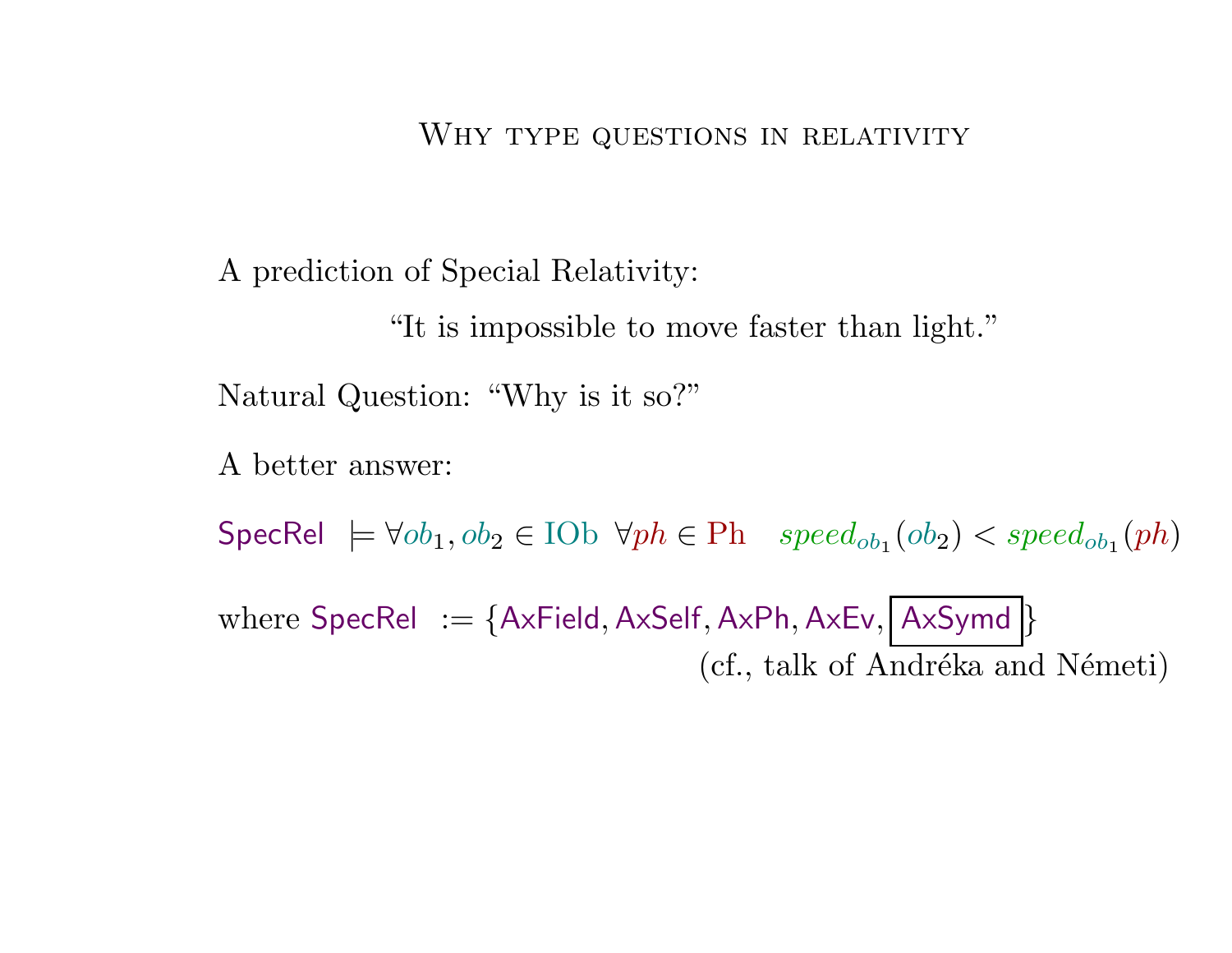## Why type questions in relativity

A prediction of Special Relativity:

"It is impossible to move faster than light."

Natural Question: "Why is it so?"

A better answer:

$$\mathsf{SpecRel} \models \forall ob_1, ob_2 \in \mathrm{IOb}\ \forall ph \in \mathrm{Ph} \quad speed_{ob_1}(ob_2) < speed_{ob_1}(ph)$$

where $\mathsf{SpecRel} := \{\mathsf{AxField}, \mathsf{AxSelf}, \mathsf{AxPh}, \mathsf{AxEv}, \boxed{\mathsf{AxSymd}}\}$

(cf., talk of Andréka and Németi)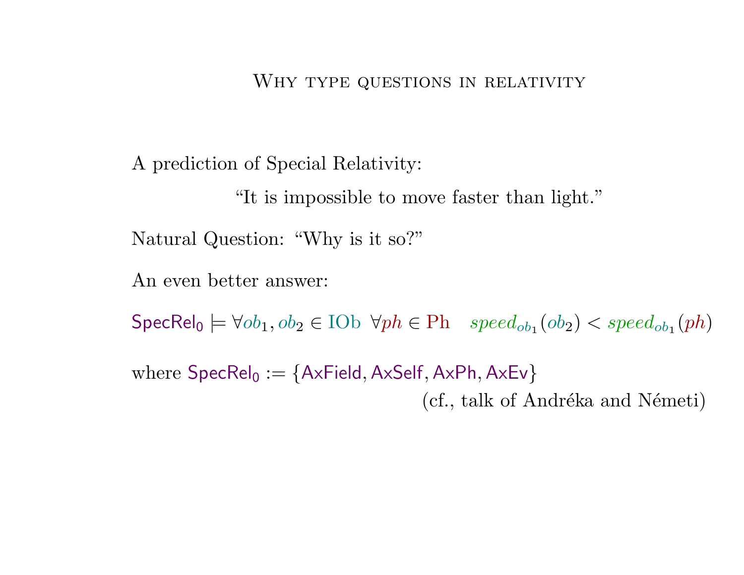# Why type questions in relativity

A prediction of Special Relativity:

"It is impossible to move faster than light."

Natural Question: "Why is it so?"

An even better answer:

$$\mathsf{SpecRel_0} \models \forall ob_1, ob_2 \in \mathrm{IOb} \ \forall ph \in \mathrm{Ph} \quad speed_{ob_1}(ob_2) < speed_{ob_1}(ph)$$

where $\mathsf{SpecRel_0} := \{\mathsf{AxField}, \mathsf{AxSelf}, \mathsf{AxPh}, \mathsf{AxEv}\}$

(cf., talk of Andréka and Németi)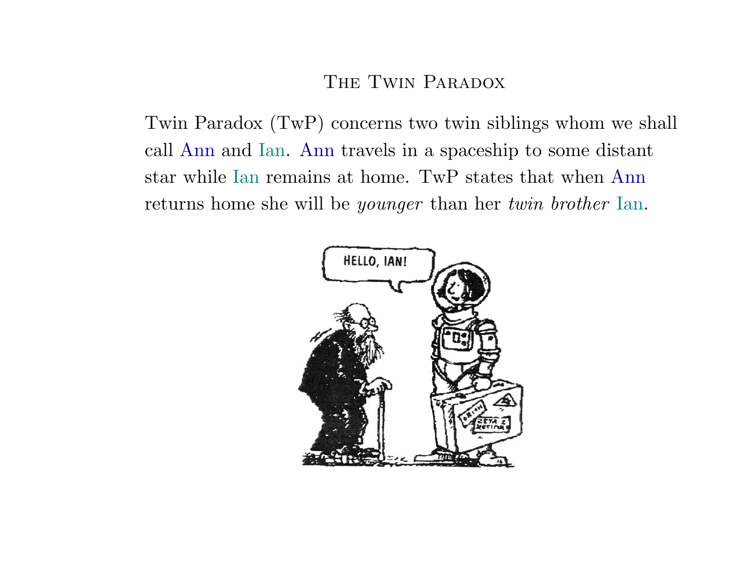# The Twin Paradox

Twin Paradox (TwP) concerns two twin siblings whom we shall call Ann and Ian. Ann travels in a spaceship to some distant star while Ian remains at home. TwP states that when Ann returns home she will be *younger* than her *twin brother* Ian.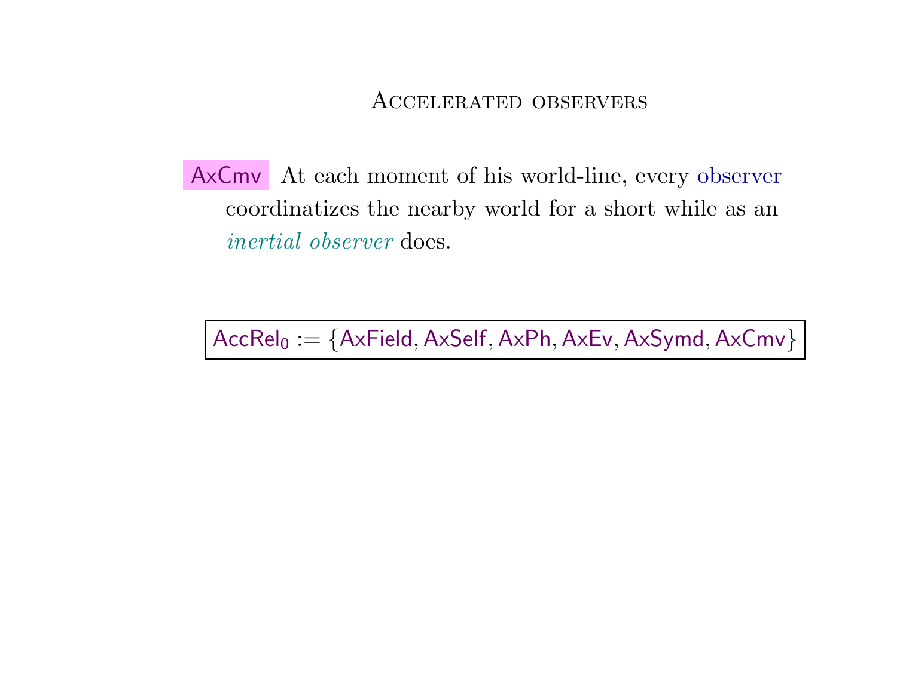# Accelerated observers

**AxCmv** At each moment of his world-line, every observer coordinatizes the nearby world for a short while as an *inertial observer* does.

$$\mathsf{AccRel_0} := \{\mathsf{AxField}, \mathsf{AxSelf}, \mathsf{AxPh}, \mathsf{AxEv}, \mathsf{AxSymd}, \mathsf{AxCmv}\}$$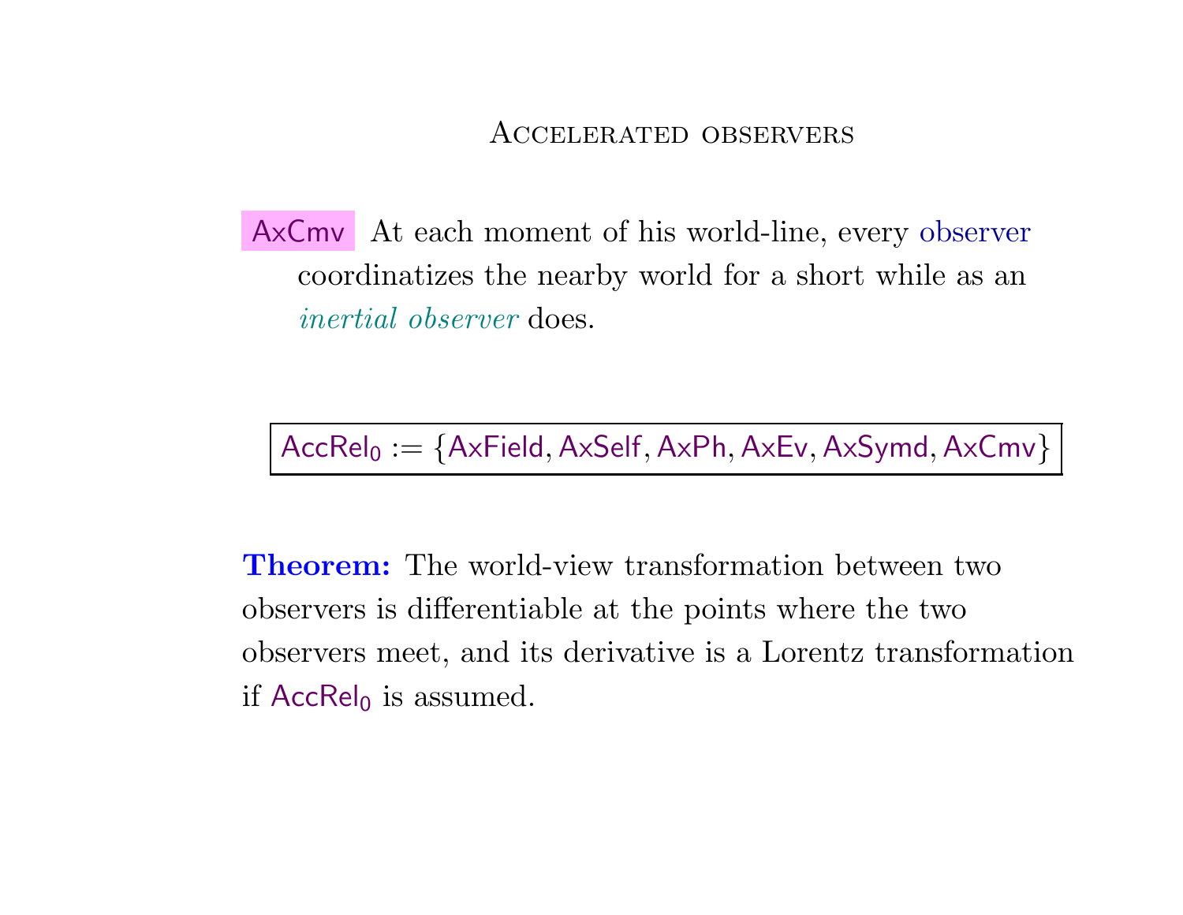## Accelerated observers

**AxCmv** At each moment of his world-line, every observer coordinatizes the nearby world for a short while as an *inertial observer* does.

$$\boxed{\mathsf{AccRel}_0 := \{\mathsf{AxField}, \mathsf{AxSelf}, \mathsf{AxPh}, \mathsf{AxEv}, \mathsf{AxSymd}, \mathsf{AxCmv}\}}$$

**Theorem:** The world-view transformation between two observers is differentiable at the points where the two observers meet, and its derivative is a Lorentz transformation if $\mathsf{AccRel}_0$ is assumed.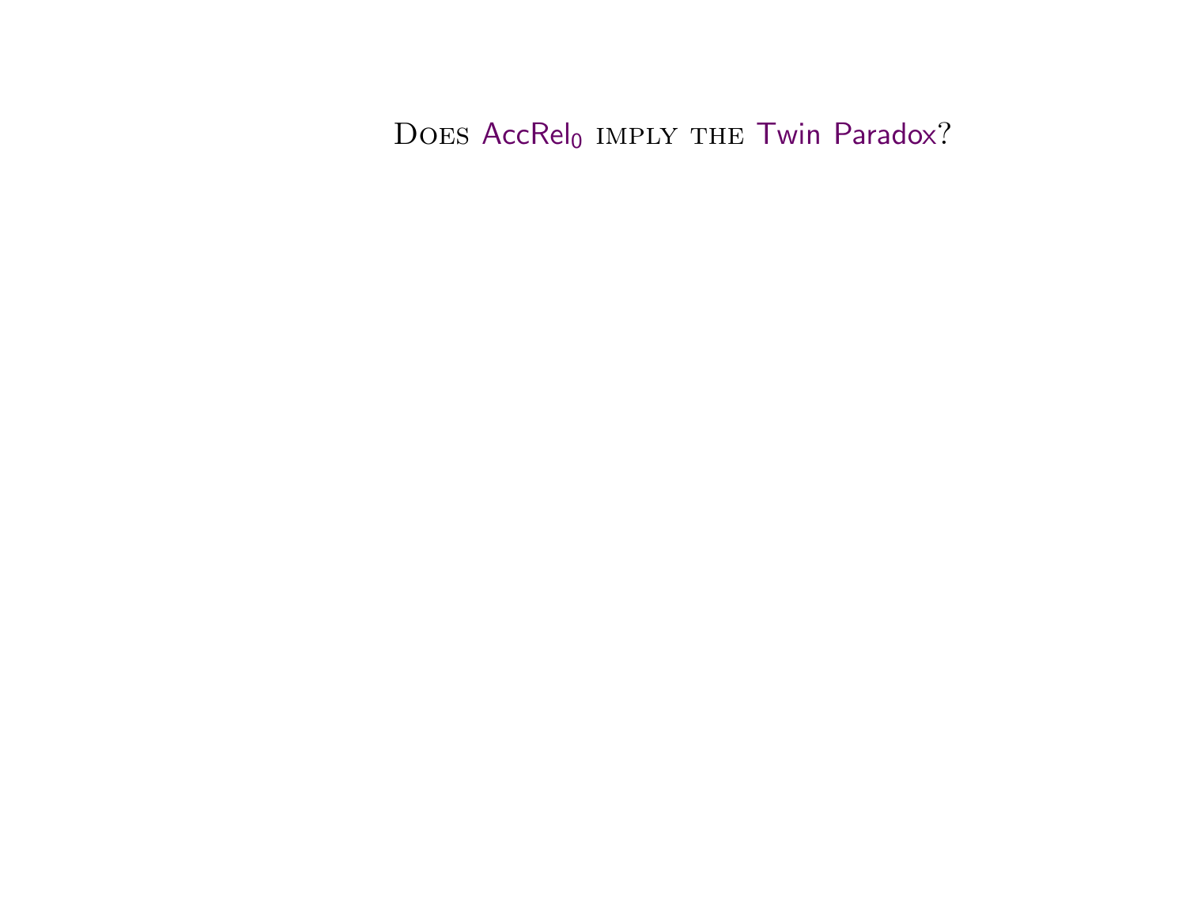Does $\mathsf{AccRel}_0$ imply the Twin Paradox?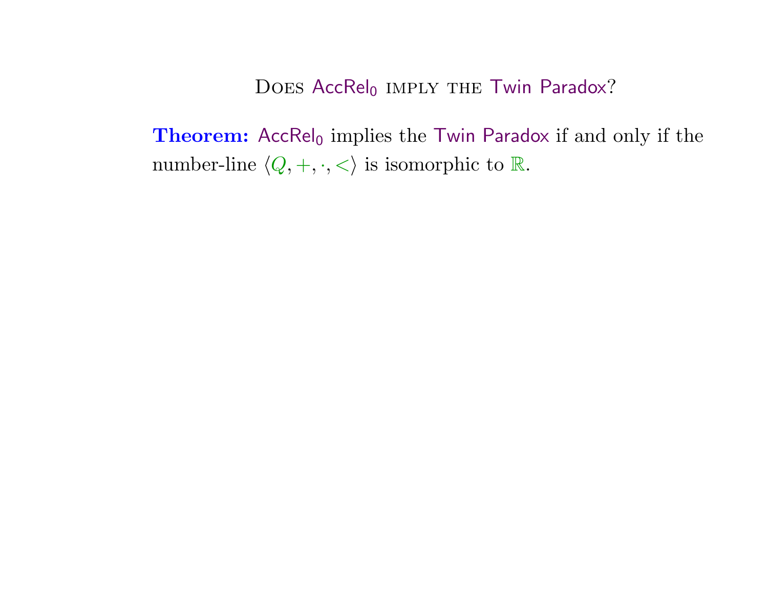## Does $\mathsf{AccRel}_0$ imply the Twin Paradox?

**Theorem:** $\mathsf{AccRel}_0$ implies the Twin Paradox if and only if the number-line $\langle Q, +, \cdot, < \rangle$ is isomorphic to $\mathbb{R}$.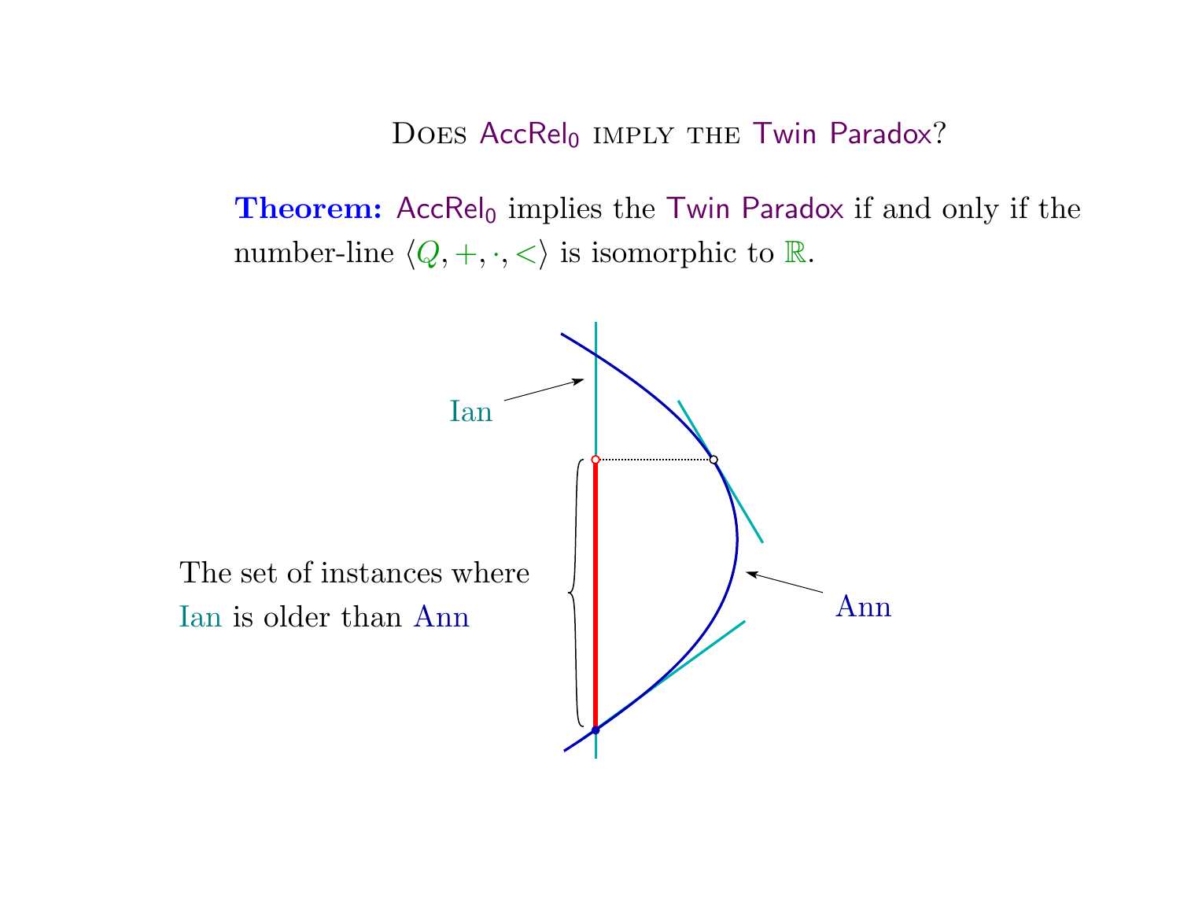## Does $\mathsf{AccRel_0}$ imply the $\mathsf{Twin\ Paradox}$?

**Theorem:** $\mathsf{AccRel_0}$ implies the $\mathsf{Twin\ Paradox}$ if and only if the number-line $\langle Q, +, \cdot, < \rangle$ is isomorphic to $\mathbb{R}$.

Ian

Ann

The set of instances where Ian is older than Ann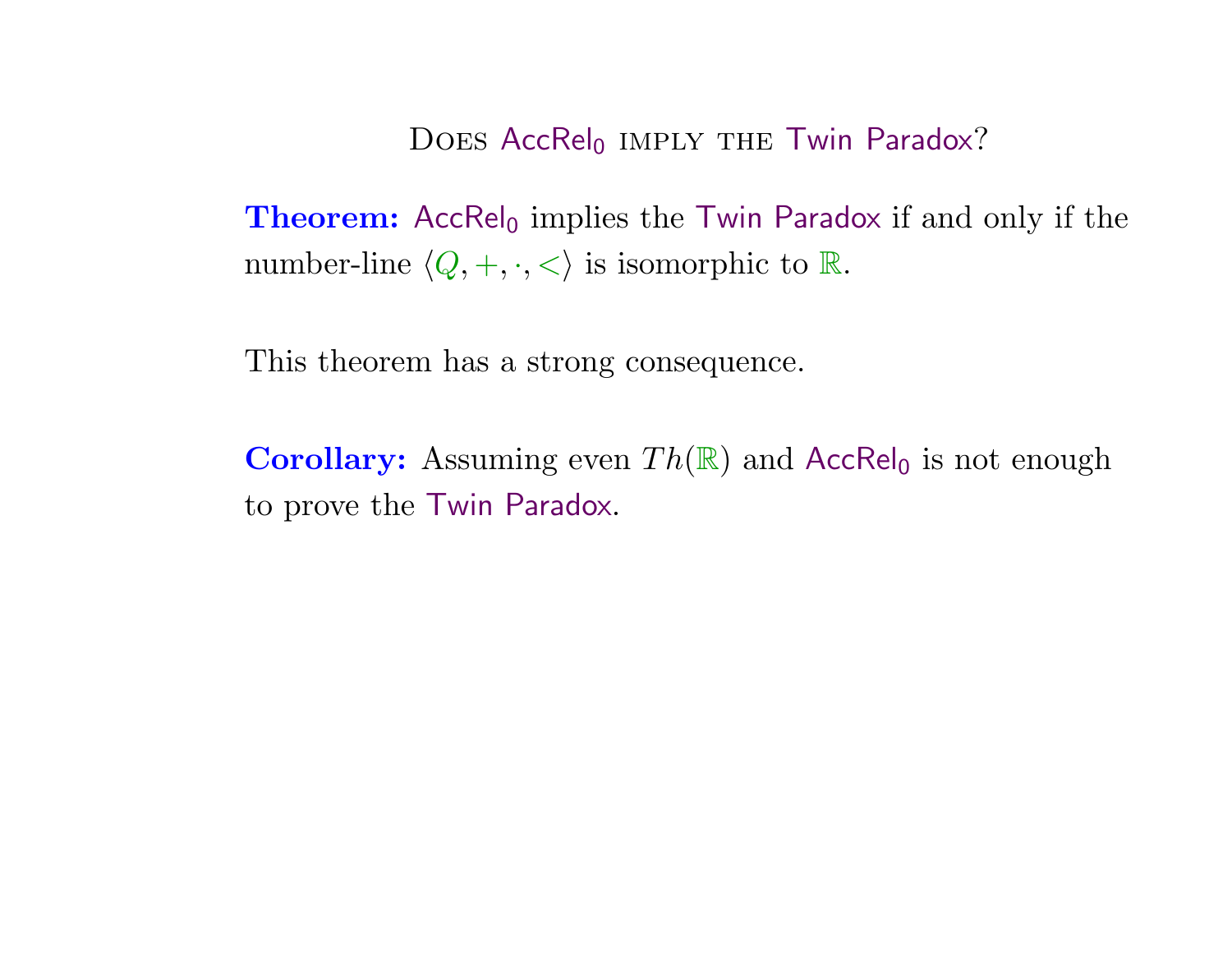## Does $\mathsf{AccRel_0}$ imply the Twin Paradox?

**Theorem:** $\mathsf{AccRel_0}$ implies the Twin Paradox if and only if the number-line $\langle Q, +, \cdot, < \rangle$ is isomorphic to $\mathbb{R}$.

This theorem has a strong consequence.

**Corollary:** Assuming even $Th(\mathbb{R})$ and $\mathsf{AccRel_0}$ is not enough to prove the Twin Paradox.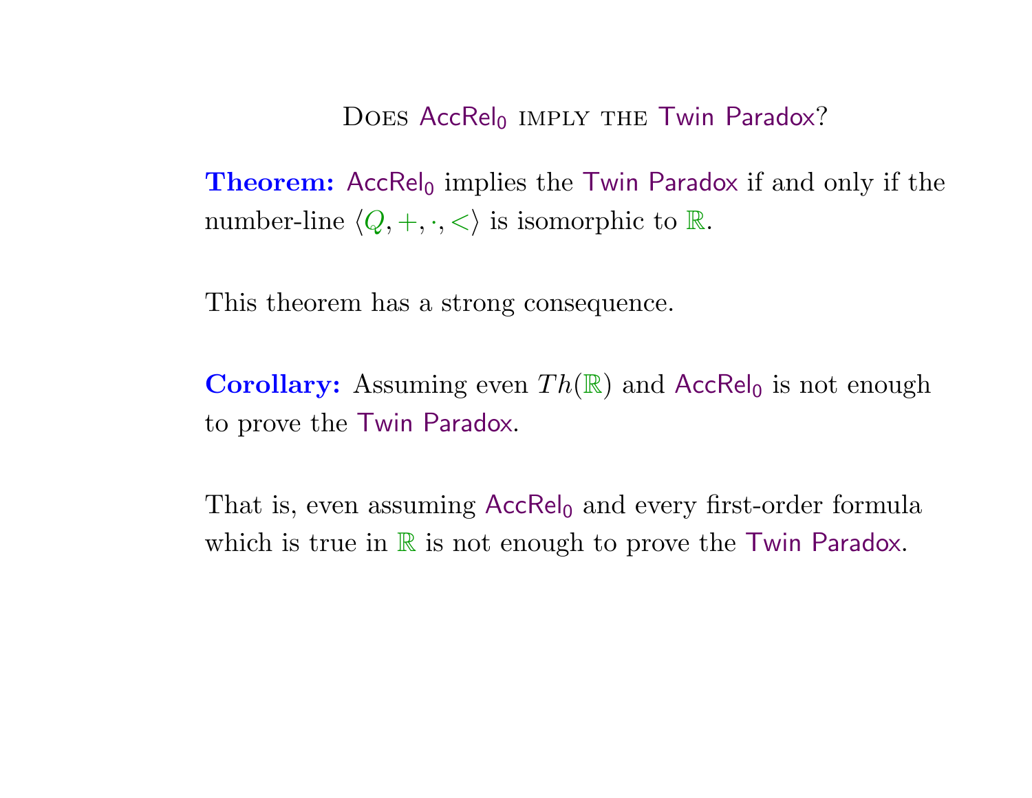## Does $\mathsf{AccRel}_0$ imply the Twin Paradox?

**Theorem:** $\mathsf{AccRel}_0$ implies the Twin Paradox if and only if the number-line $\langle Q, +, \cdot, < \rangle$ is isomorphic to $\mathbb{R}$.

This theorem has a strong consequence.

**Corollary:** Assuming even $Th(\mathbb{R})$ and $\mathsf{AccRel}_0$ is not enough to prove the Twin Paradox.

That is, even assuming $\mathsf{AccRel}_0$ and every first-order formula which is true in $\mathbb{R}$ is not enough to prove the Twin Paradox.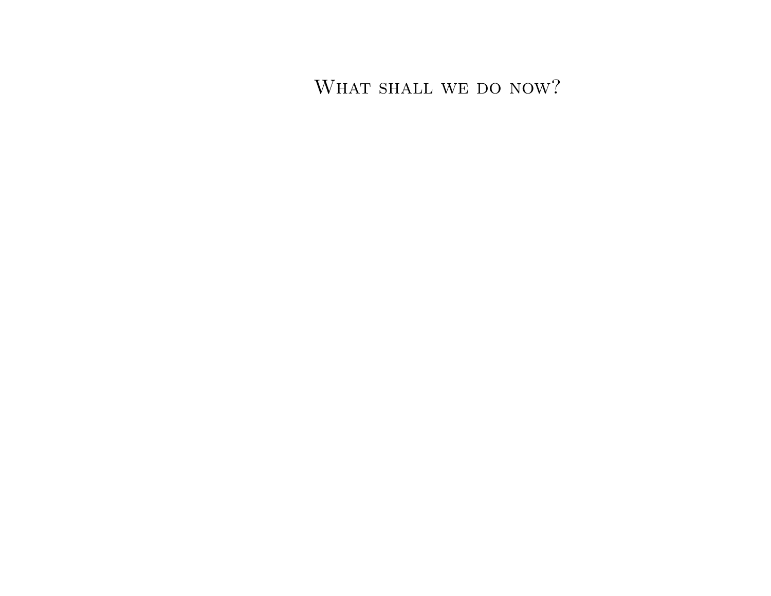# What shall we do now?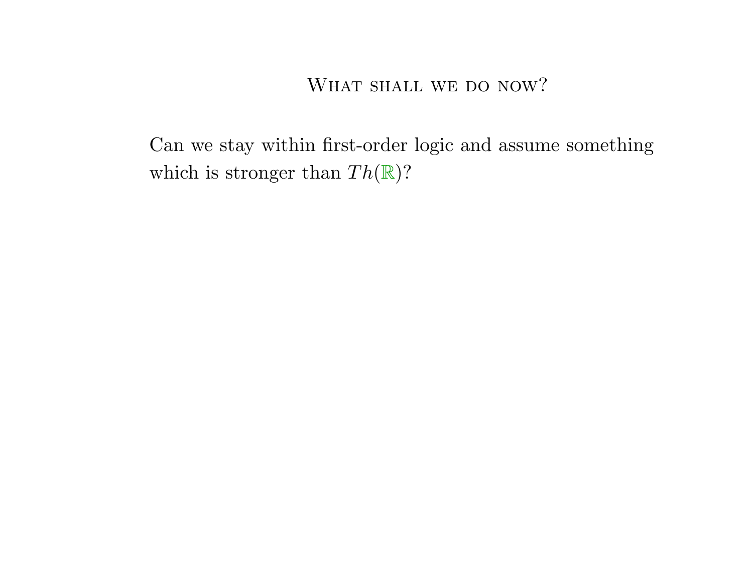## What shall we do now?

Can we stay within first-order logic and assume something which is stronger than $Th(\mathbb{R})$?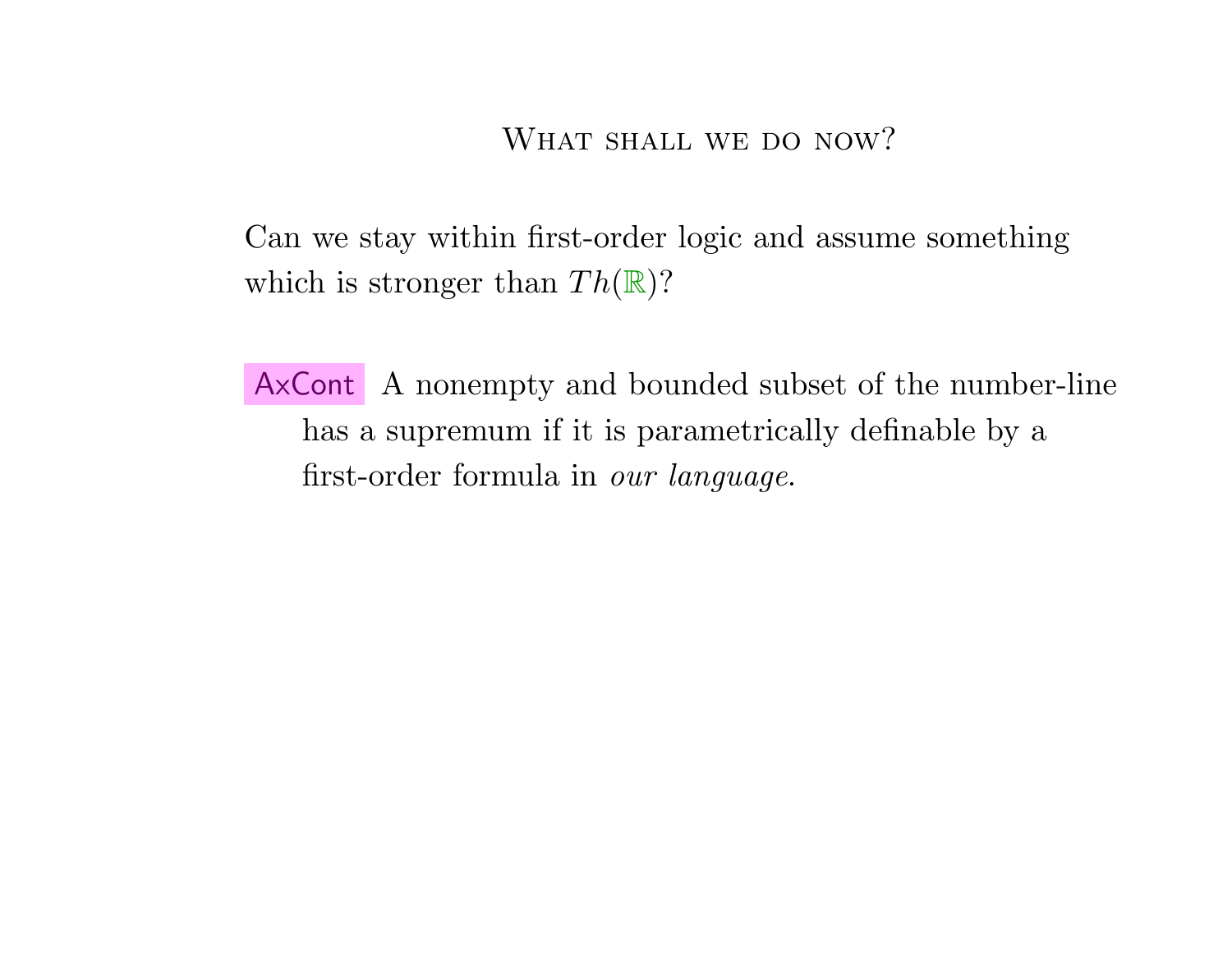## What shall we do now?

Can we stay within first-order logic and assume something which is stronger than $Th(\mathbb{R})$?

**AxCont** A nonempty and bounded subset of the number-line has a supremum if it is parametrically definable by a first-order formula in *our language*.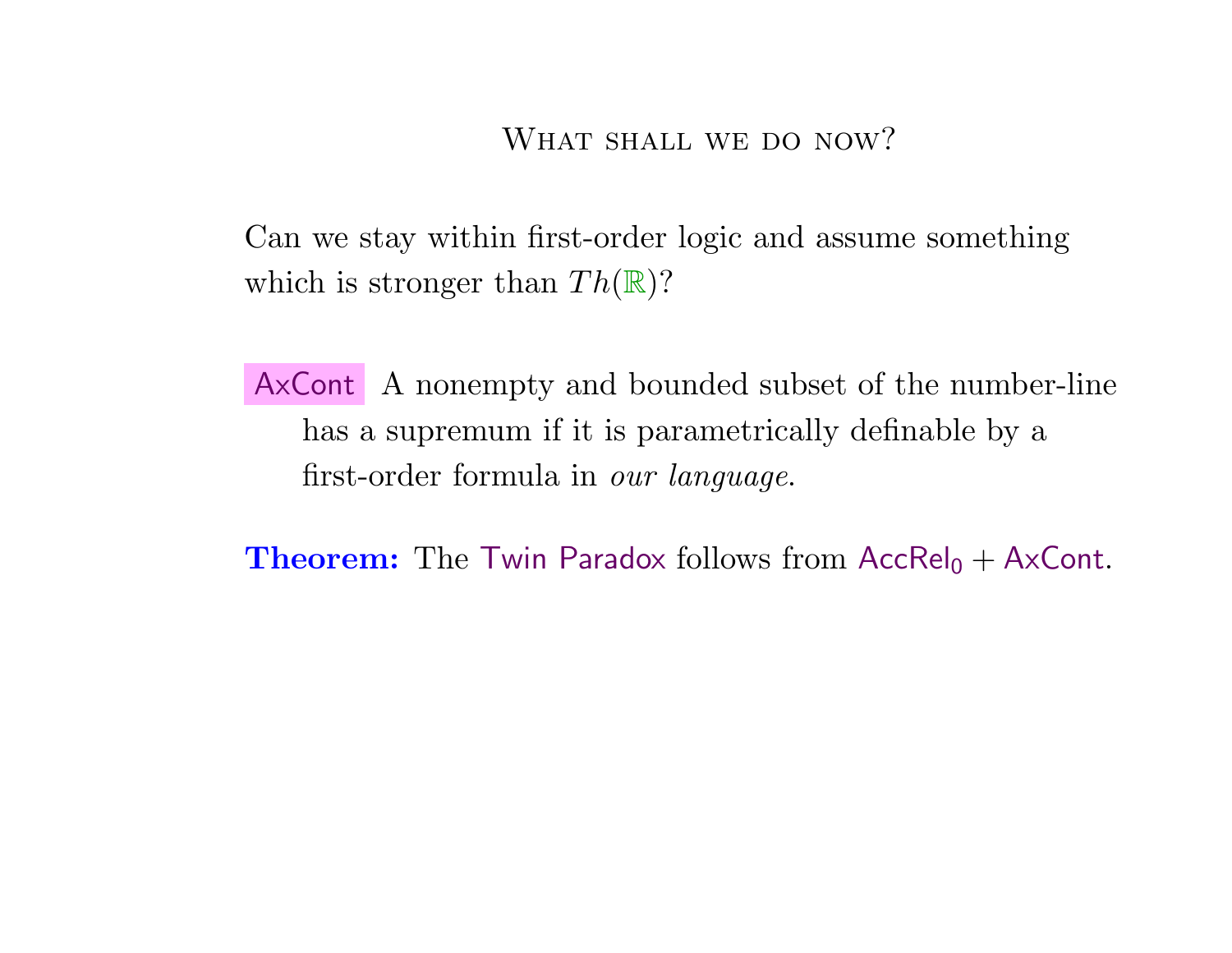## What shall we do now?

Can we stay within first-order logic and assume something which is stronger than $Th(\mathbb{R})$?

AxCont A nonempty and bounded subset of the number-line has a supremum if it is parametrically definable by a first-order formula in *our language*.

**Theorem:** The Twin Paradox follows from $\mathsf{AccRel}_0 + \mathsf{AxCont}$.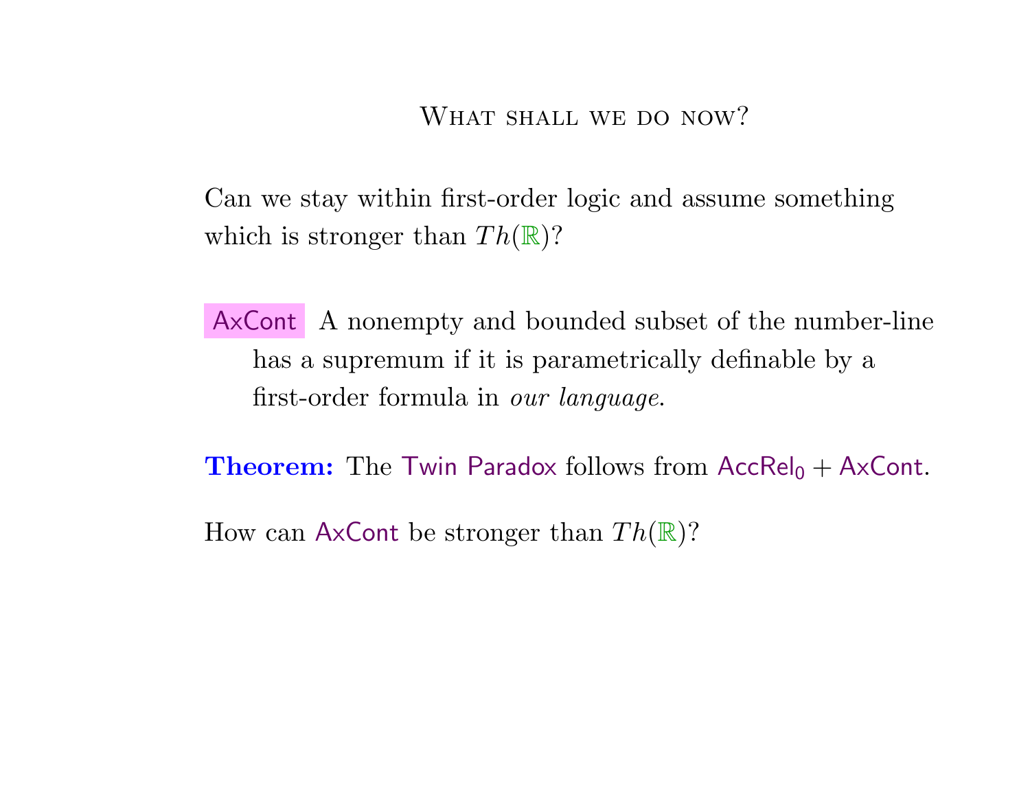## What shall we do now?

Can we stay within first-order logic and assume something which is stronger than $Th(\mathbb{R})$?

**AxCont** A nonempty and bounded subset of the number-line has a supremum if it is parametrically definable by a first-order formula in *our language*.

**Theorem:** The Twin Paradox follows from $\mathsf{AccRel}_0 + \mathsf{AxCont}$.

How can AxCont be stronger than $Th(\mathbb{R})$?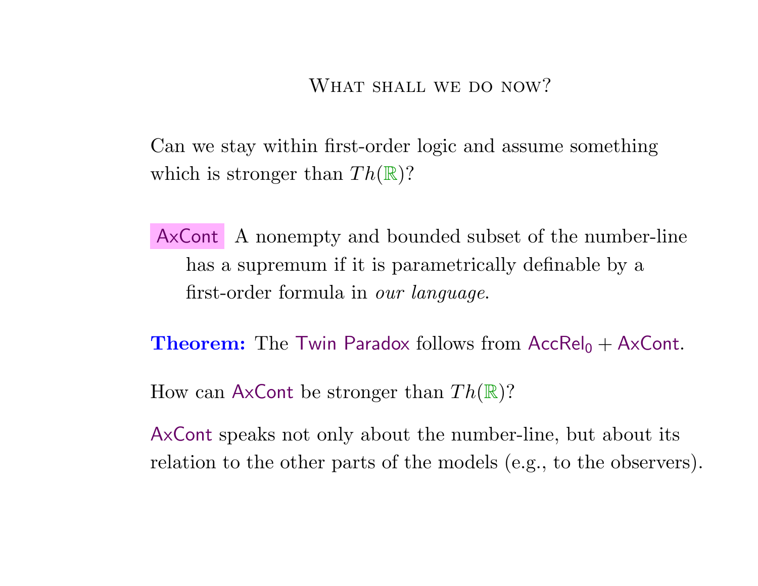# What shall we do now?

Can we stay within first-order logic and assume something which is stronger than $Th(\mathbb{R})$?

**AxCont** A nonempty and bounded subset of the number-line has a supremum if it is parametrically definable by a first-order formula in *our language*.

**Theorem:** The Twin Paradox follows from $\mathsf{AccRel}_0 + \mathsf{AxCont}$.

How can AxCont be stronger than $Th(\mathbb{R})$?

AxCont speaks not only about the number-line, but about its relation to the other parts of the models (e.g., to the observers).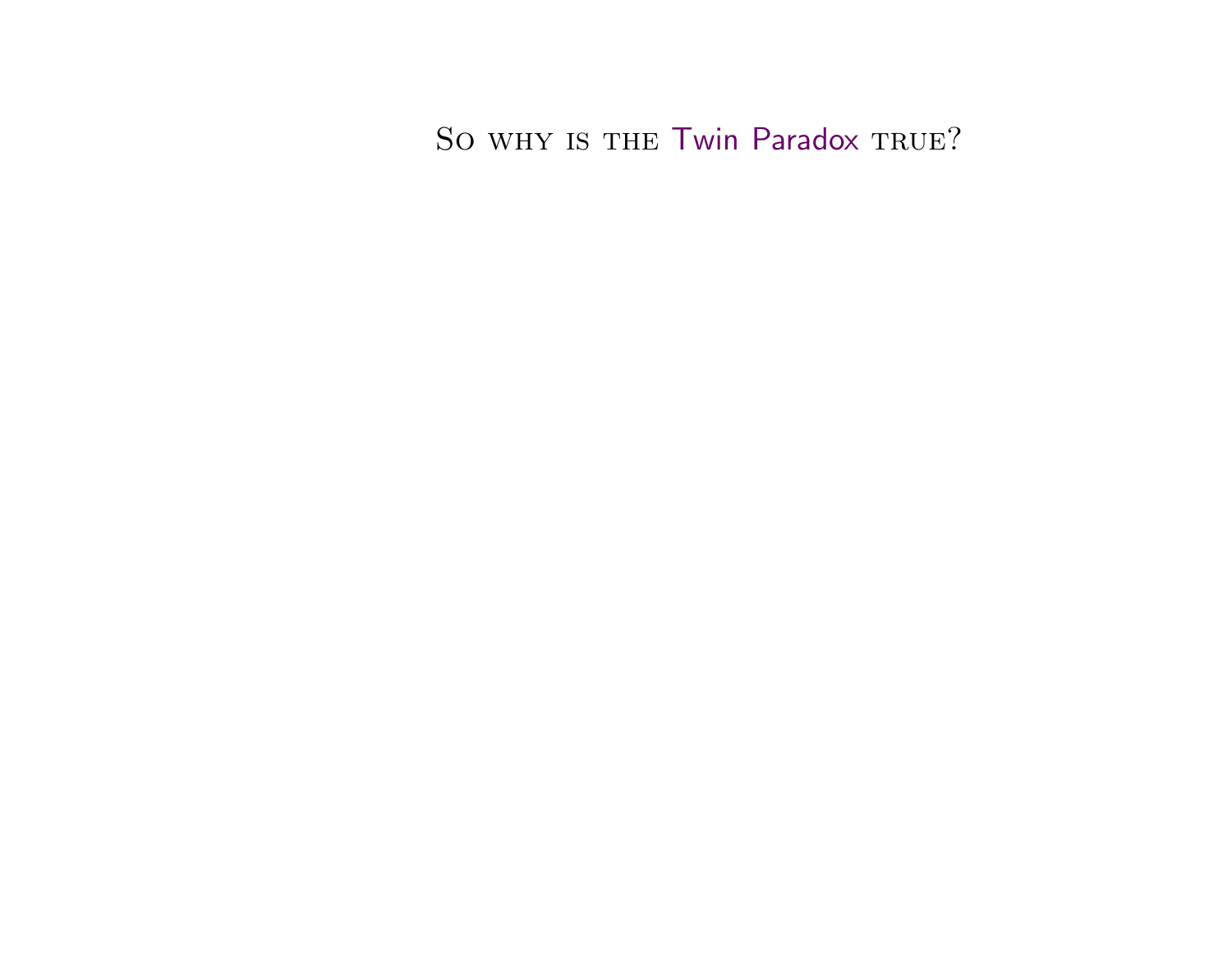## So why is the Twin Paradox true?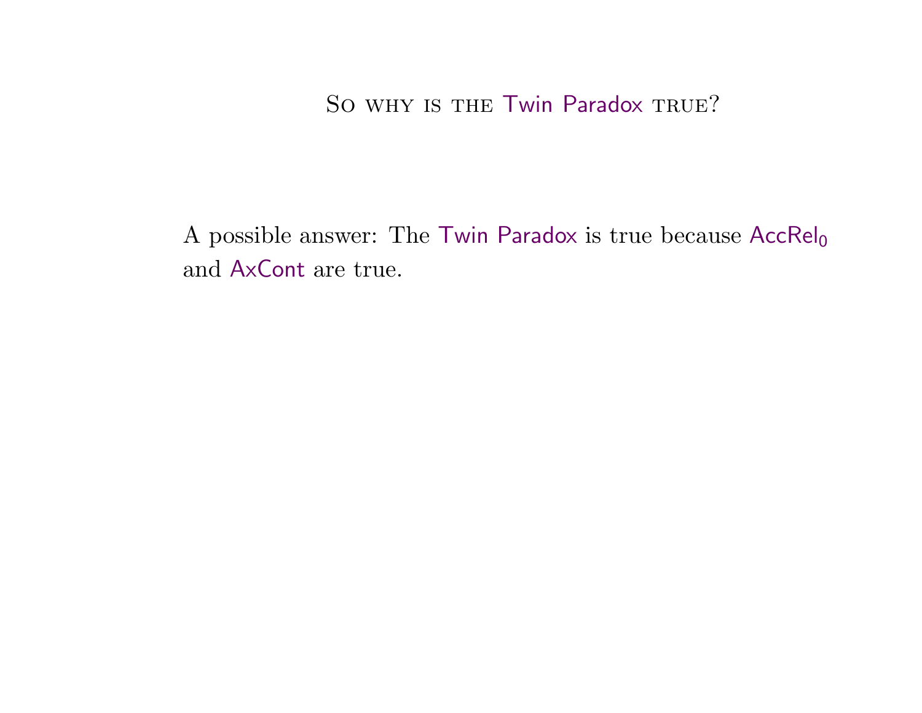## So why is the Twin Paradox true?

A possible answer: The Twin Paradox is true because $\mathsf{AccRel}_0$ and AxCont are true.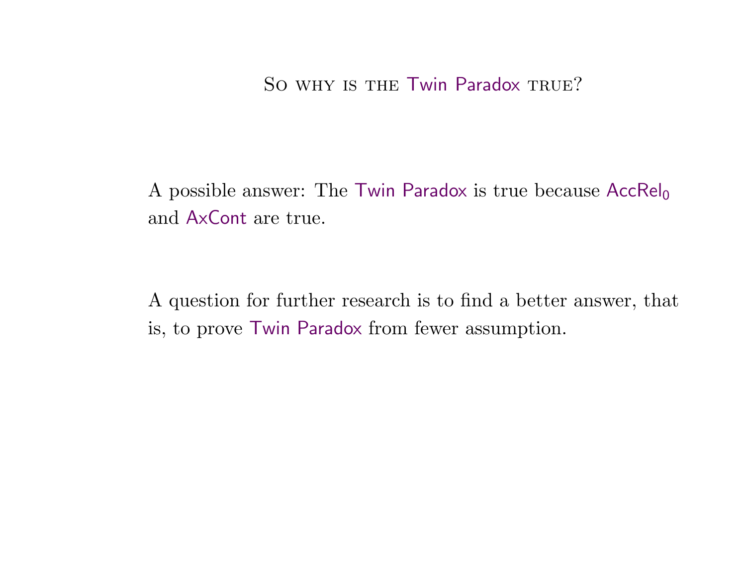## So why is the Twin Paradox true?

A possible answer: The Twin Paradox is true because $\mathsf{AccRel}_0$ and AxCont are true.

A question for further research is to find a better answer, that is, to prove Twin Paradox from fewer assumption.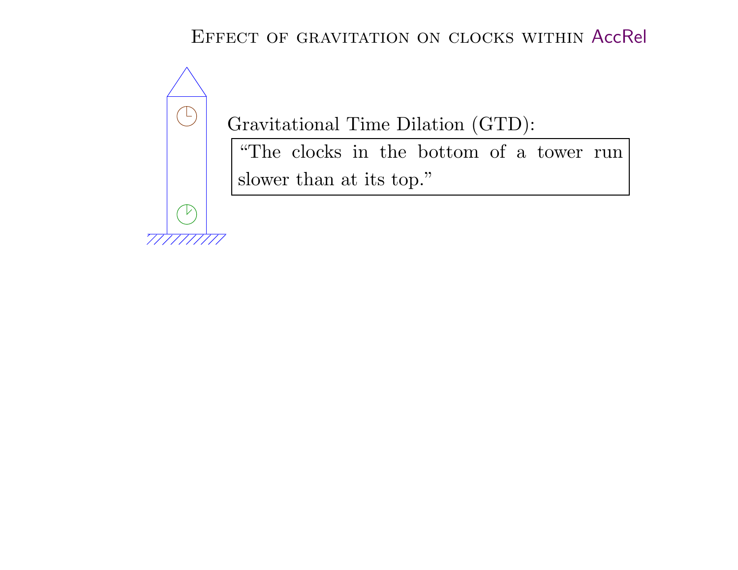# Effect of gravitation on clocks within AccRel

Gravitational Time Dilation (GTD):

> "The clocks in the bottom of a tower run slower than at its top."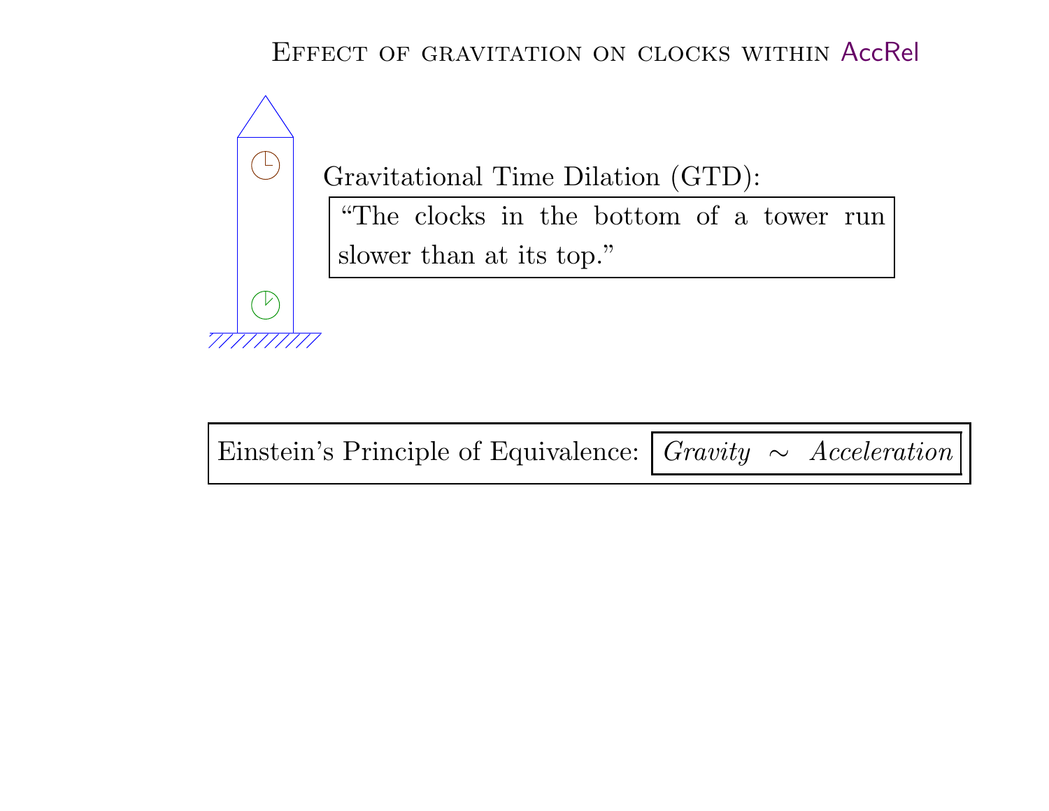# Effect of gravitation on clocks within AccRel

Gravitational Time Dilation (GTD):

> "The clocks in the bottom of a tower run slower than at its top."

Einstein's Principle of Equivalence: *Gravity* $\sim$ *Acceleration*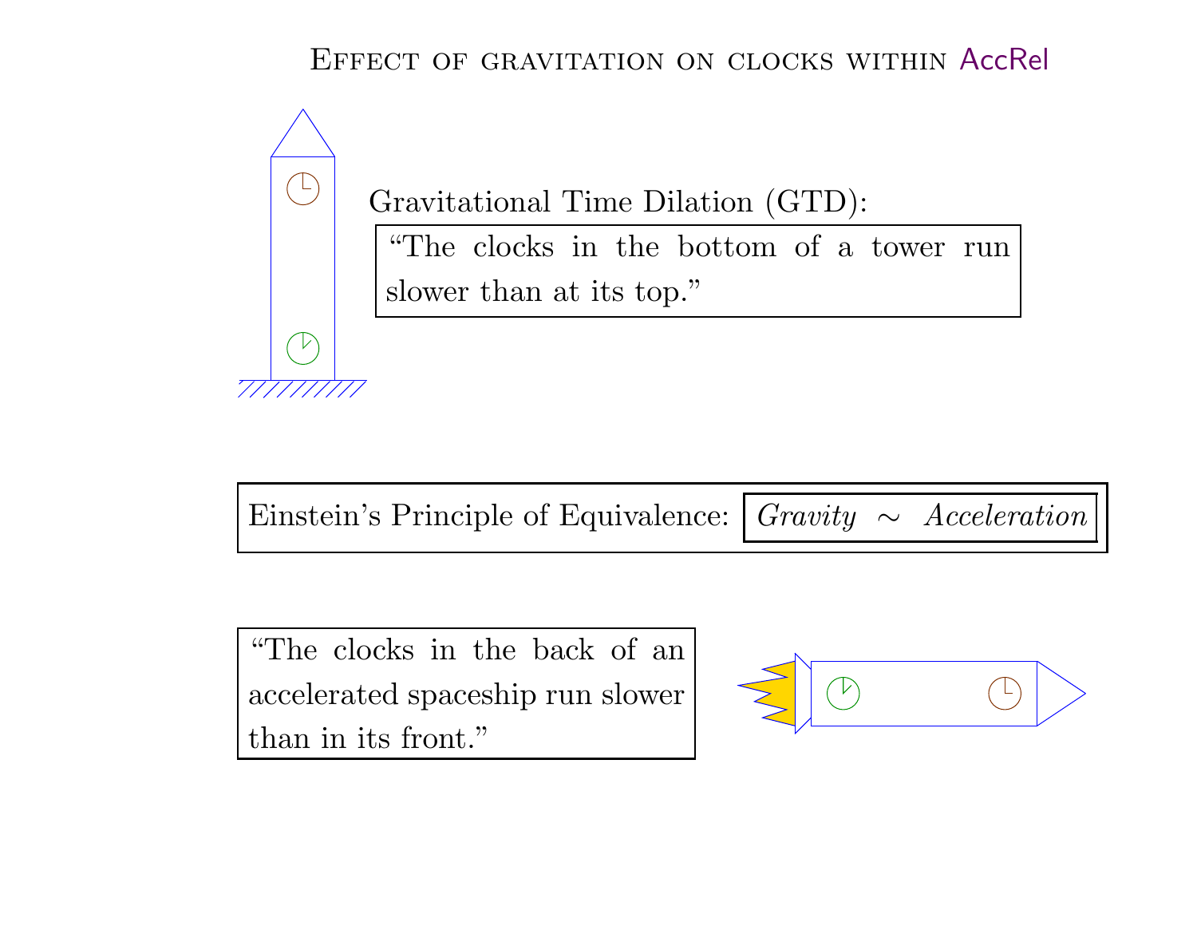## Effect of gravitation on clocks within AccRel

Gravitational Time Dilation (GTD):

> "The clocks in the bottom of a tower run slower than at its top."

Einstein's Principle of Equivalence: *Gravity* $\sim$ *Acceleration*

> "The clocks in the back of an accelerated spaceship run slower than in its front."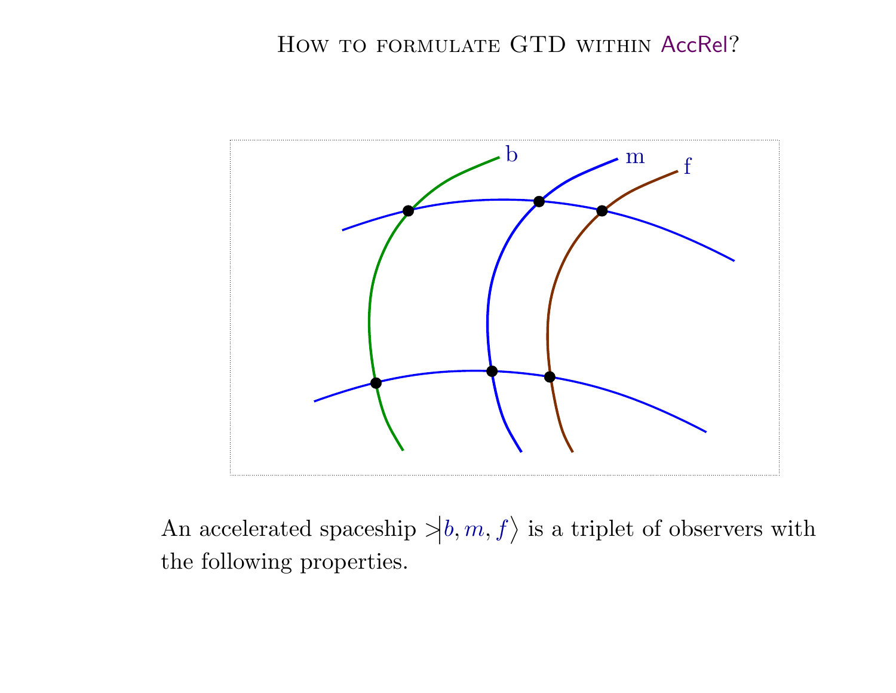# How to formulate GTD within AccRel?

An accelerated spaceship $>\!\!|b, m, f\rangle$ is a triplet of observers with the following properties.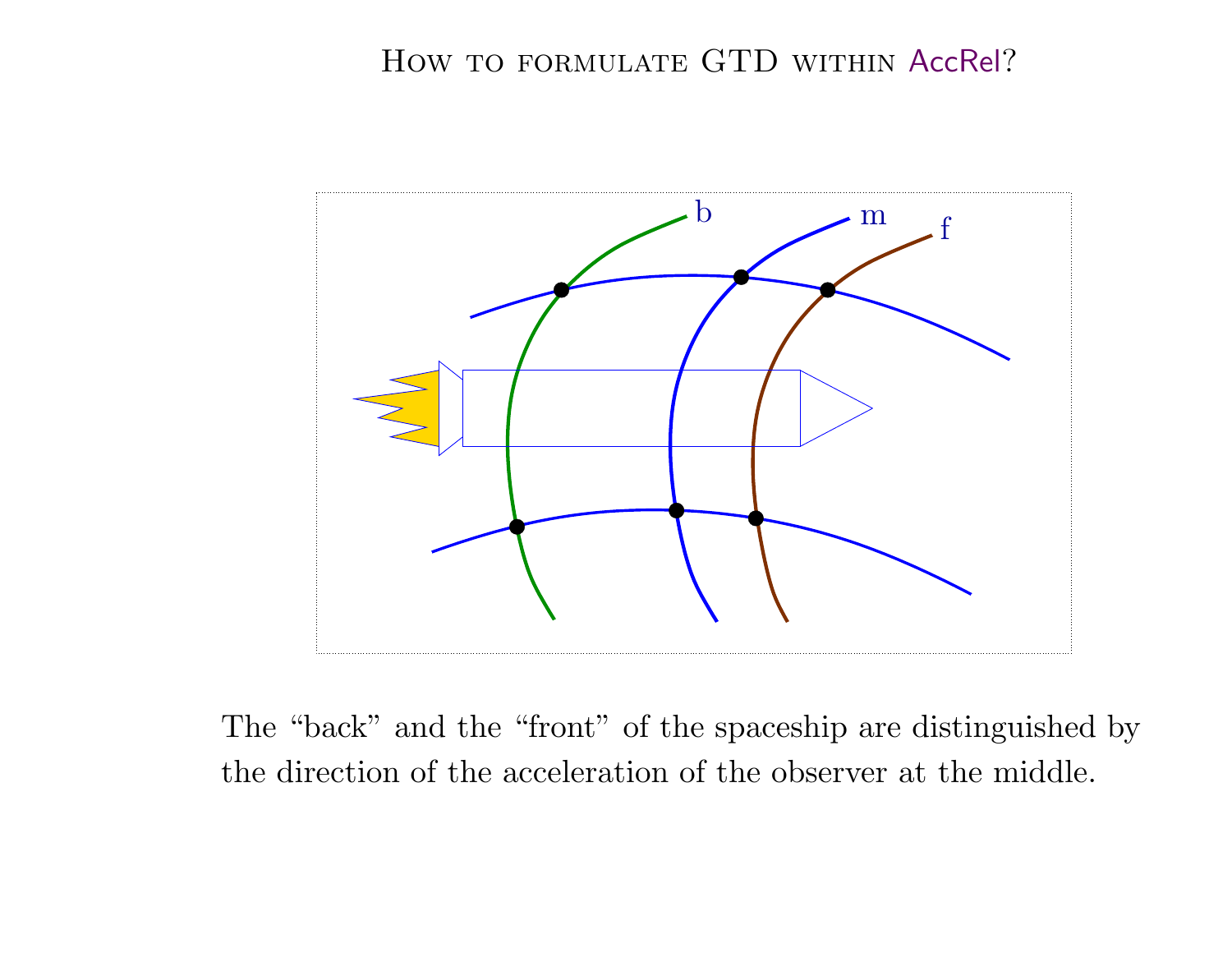# How to formulate GTD within AccRel?

The “back” and the “front” of the spaceship are distinguished by the direction of the acceleration of the observer at the middle.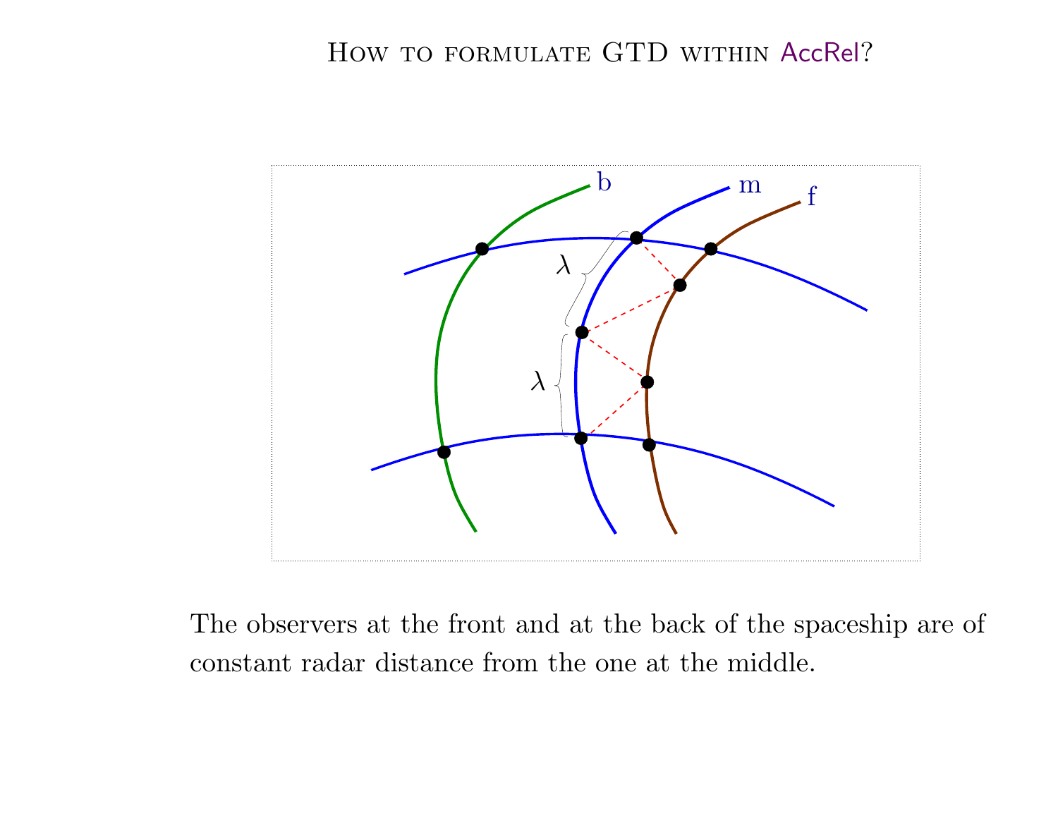# How to formulate GTD within AccRel?

The observers at the front and at the back of the spaceship are of constant radar distance from the one at the middle.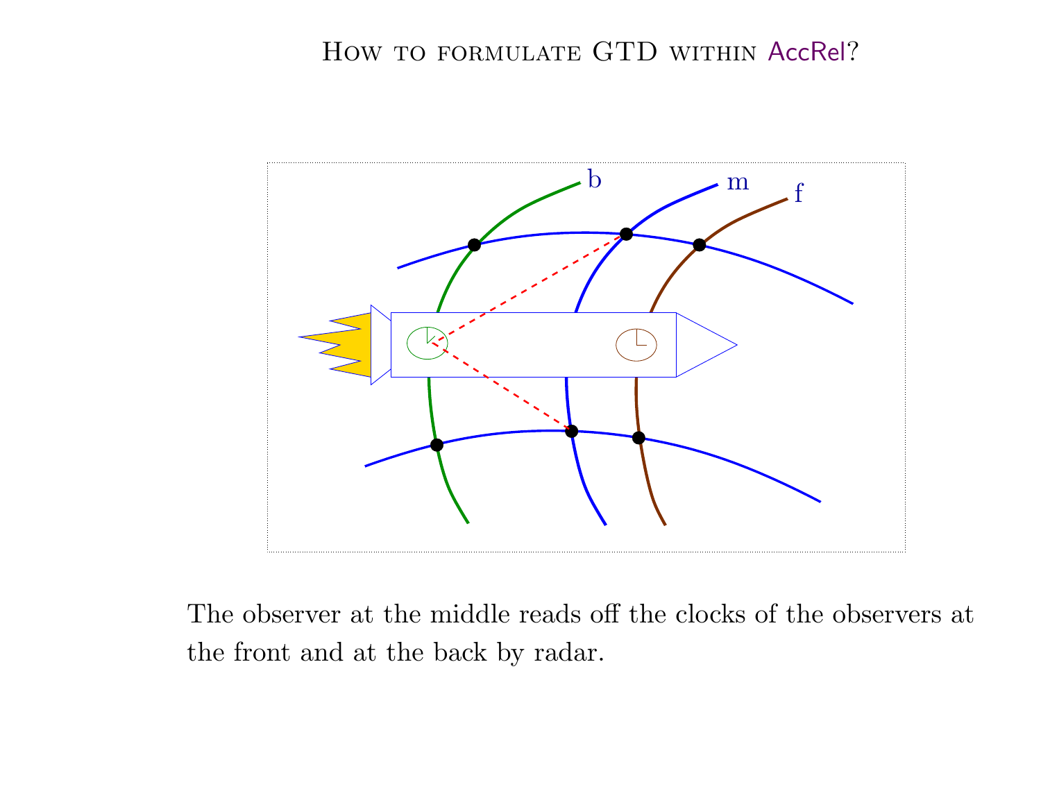# How to formulate GTD within AccRel?

The observer at the middle reads off the clocks of the observers at the front and at the back by radar.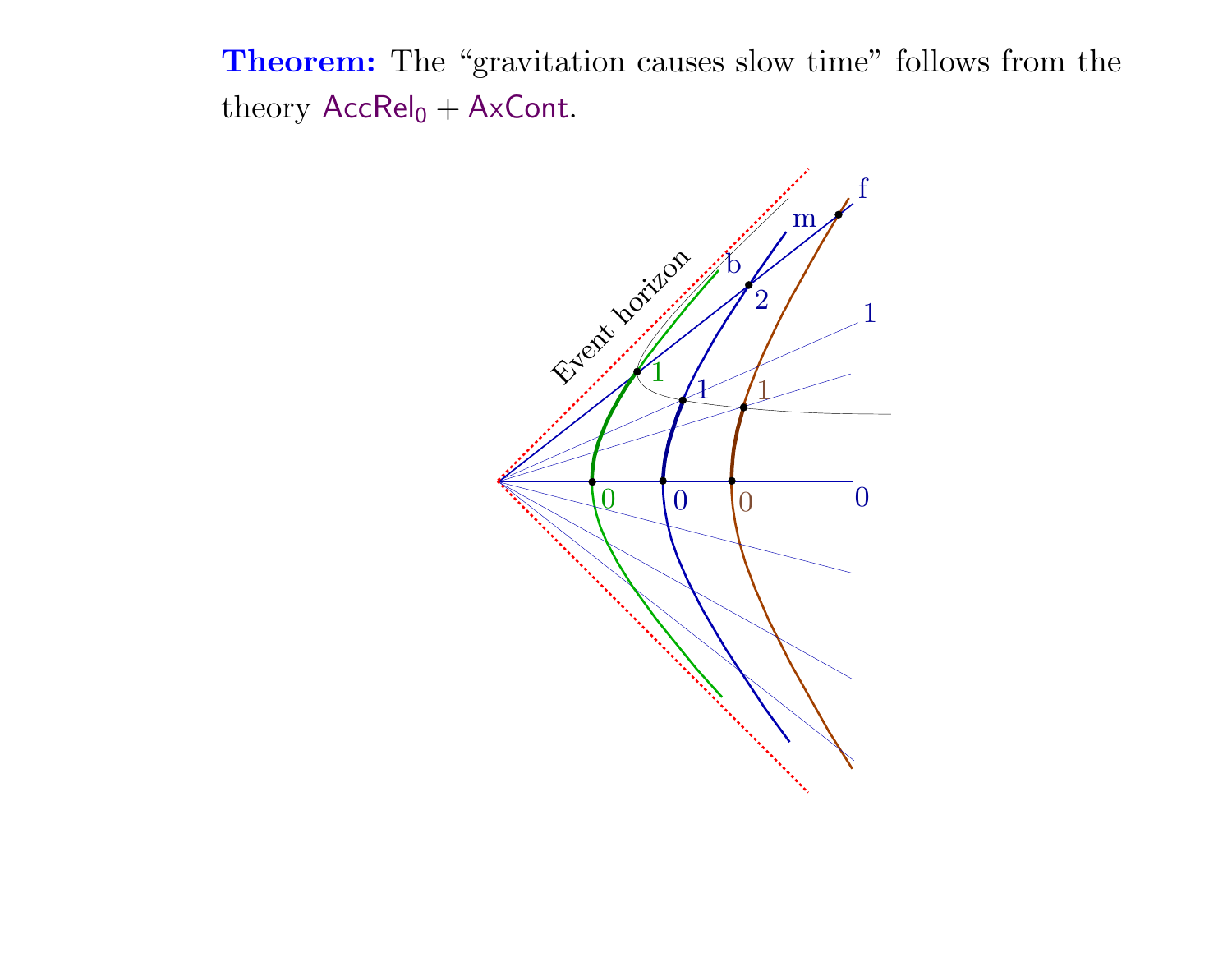**Theorem:** The "gravitation causes slow time" follows from the theory $\mathsf{AccRel_0} + \mathsf{AxCont}$.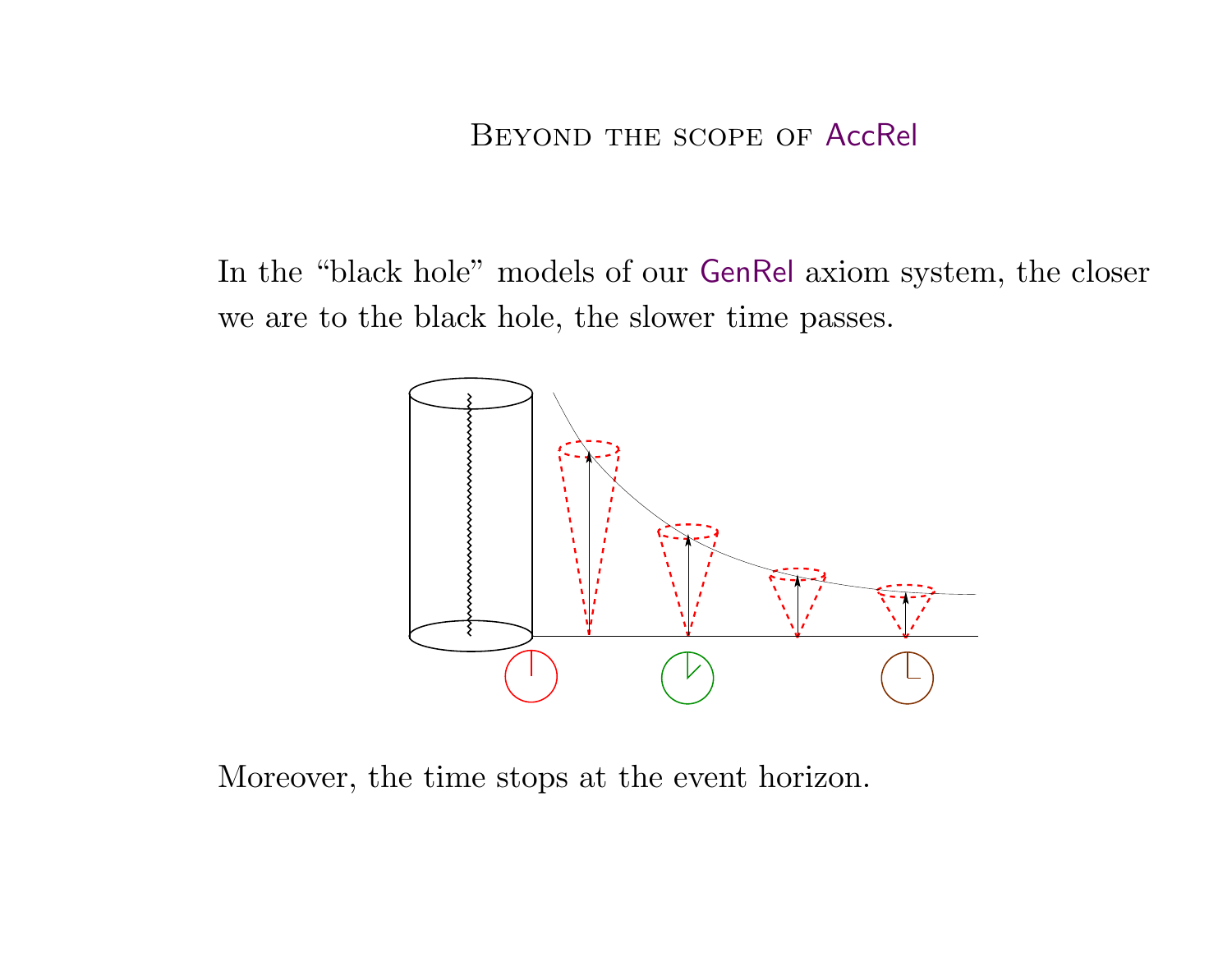# Beyond the scope of AccRel

In the "black hole" models of our GenRel axiom system, the closer we are to the black hole, the slower time passes.

Moreover, the time stops at the event horizon.